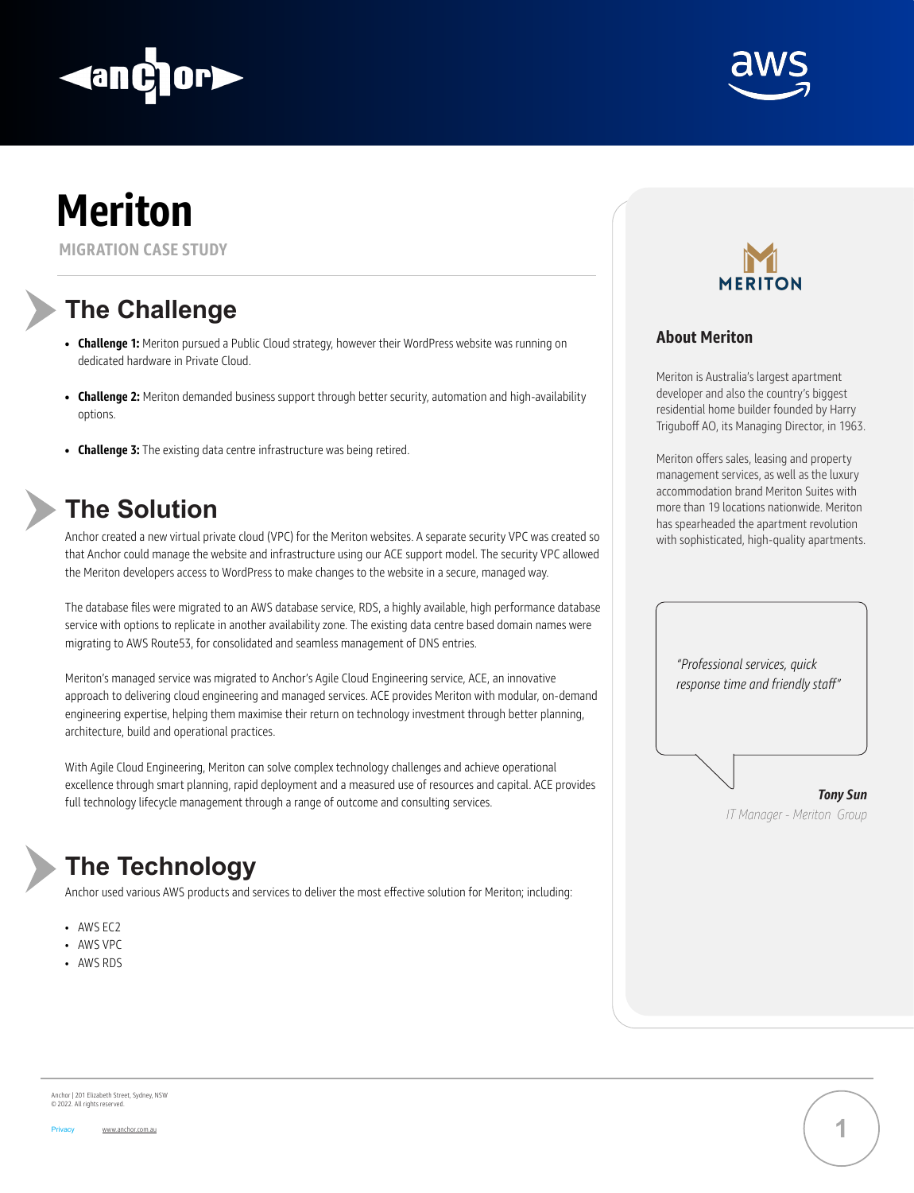# Meriton

MIGRATION CASE STUDY

## The Challenge

- **Challenge 1:** Meriton pursued a Public Cloud strategy, however their WordPress website was running on dedicated hardware in Private Cloud.
- **Challenge 2:** Meriton demanded business support through better security, automation and high-availability options.
- **Challenge 3:** The existing data centre infrastructure was being retired.

## The Solution

Anchor created a new virtual private cloud (VPC) for the Meriton websites. A separate security VPC was created so that Anchor could manage the website and infrastructure using our ACE support model. The security VPC allowed the Meriton developers access to WordPress to make changes to the website in a secure, managed way.

The database files were migrated to an AWS database service, RDS, a highly available, high performance database service with options to replicate in another availability zone. The existing data centre based domain names were migrating to AWS Route53, for consolidated and seamless management of DNS entries.

Meriton's managed service was migrated to Anchor's Agile Cloud Engineering service, ACE, an innovative approach to delivering cloud engineering and managed services. ACE provides Meriton with modular, on-demand engineering expertise, helping them maximise their return on technology investment through better planning, architecture, build and operational practices.

With Agile Cloud Engineering, Meriton can solve complex technology challenges and achieve operational excellence through smart planning, rapid deployment and a measured use of resources and capital. ACE provides full technology lifecycle management through a range of outcome and consulting services.

## The Technology

Anchor used various AWS products and services to deliver the most effective solution for Meriton; including:

- AWS EC2
- AWS VPC
- AWS RDS

### About Meriton

Meriton is Australia's largest apartment developer and also the country's biggest residential home builder founded by Harry Triguboff AO, its Managing Director, in 1963.

Meriton offers sales, leasing and property management services, as well as the luxury accommodation brand Meriton Suites with more than 19 locations nationwide. Meriton has spearheaded the apartment revolution with sophisticated, high-quality apartments.

*"Professional services, quick response time and friendly staff"*

***Tony Sun***
*IT Manager - Meriton Group*

Anchor | 201 Elizabeth Street, Sydney, NSW
© 2022. All rights reserved.

Privacy www.anchor.com.au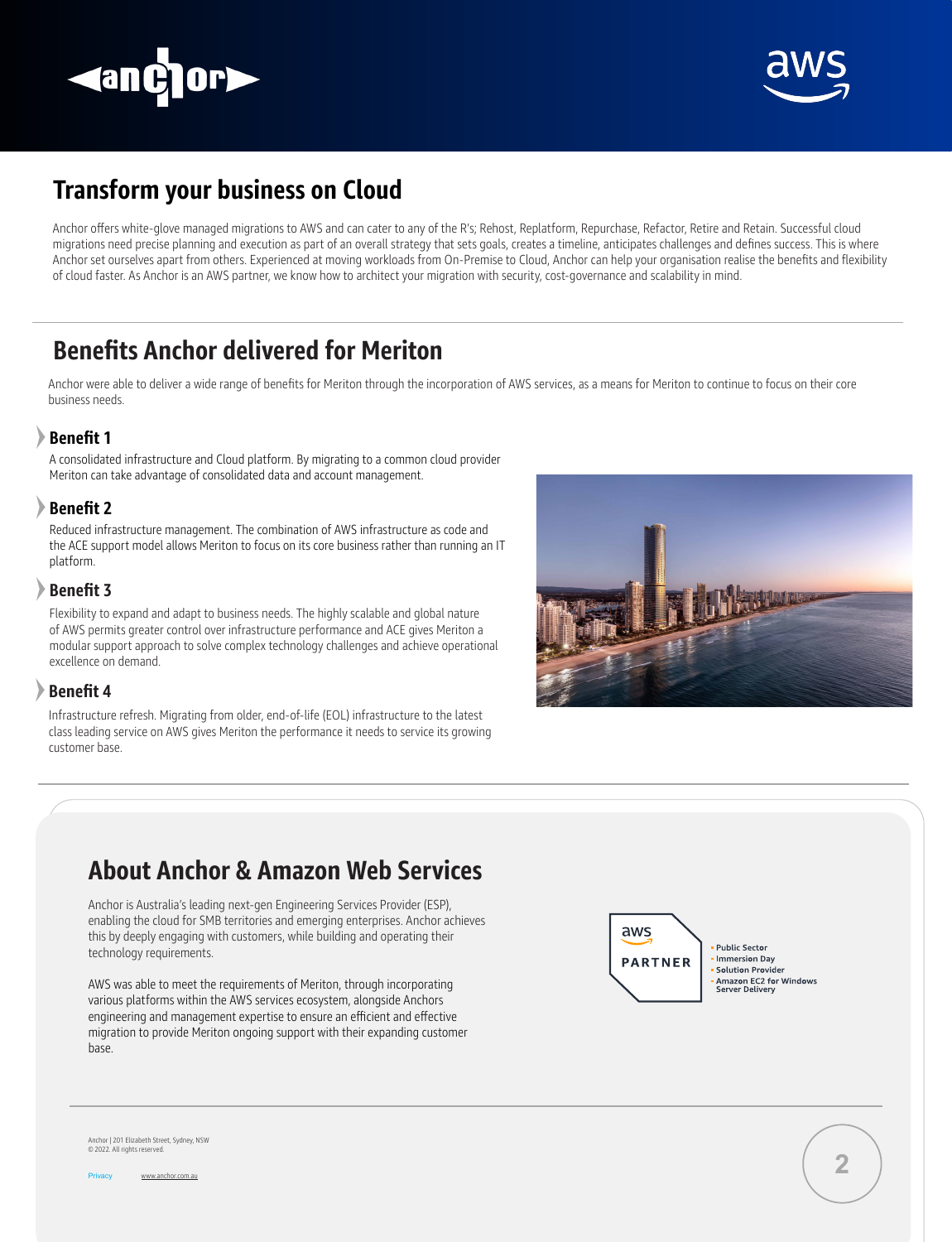# Transform your business on Cloud

Anchor offers white-glove managed migrations to AWS and can cater to any of the R's; Rehost, Replatform, Repurchase, Refactor, Retire and Retain. Successful cloud migrations need precise planning and execution as part of an overall strategy that sets goals, creates a timeline, anticipates challenges and defines success. This is where Anchor set ourselves apart from others. Experienced at moving workloads from On-Premise to Cloud, Anchor can help your organisation realise the benefits and flexibility of cloud faster. As Anchor is an AWS partner, we know how to architect your migration with security, cost-governance and scalability in mind.

# Benefits Anchor delivered for Meriton

Anchor were able to deliver a wide range of benefits for Meriton through the incorporation of AWS services, as a means for Meriton to continue to focus on their core business needs.

### Benefit 1

A consolidated infrastructure and Cloud platform. By migrating to a common cloud provider Meriton can take advantage of consolidated data and account management.

### Benefit 2

Reduced infrastructure management. The combination of AWS infrastructure as code and the ACE support model allows Meriton to focus on its core business rather than running an IT platform.

### Benefit 3

Flexibility to expand and adapt to business needs. The highly scalable and global nature of AWS permits greater control over infrastructure performance and ACE gives Meriton a modular support approach to solve complex technology challenges and achieve operational excellence on demand.

### Benefit 4

Infrastructure refresh. Migrating from older, end-of-life (EOL) infrastructure to the latest class leading service on AWS gives Meriton the performance it needs to service its growing customer base.

## About Anchor & Amazon Web Services

Anchor is Australia's leading next-gen Engineering Services Provider (ESP), enabling the cloud for SMB territories and emerging enterprises. Anchor achieves this by deeply engaging with customers, while building and operating their technology requirements.

AWS was able to meet the requirements of Meriton, through incorporating various platforms within the AWS services ecosystem, alongside Anchors engineering and management expertise to ensure an efficient and effective migration to provide Meriton ongoing support with their expanding customer base.

aws PARTNER

- Public Sector
- Immersion Day
- Solution Provider
- Amazon EC2 for Windows Server Delivery

Anchor | 201 Elizabeth Street, Sydney, NSW
© 2022. All rights reserved.

Privacy www.anchor.com.au